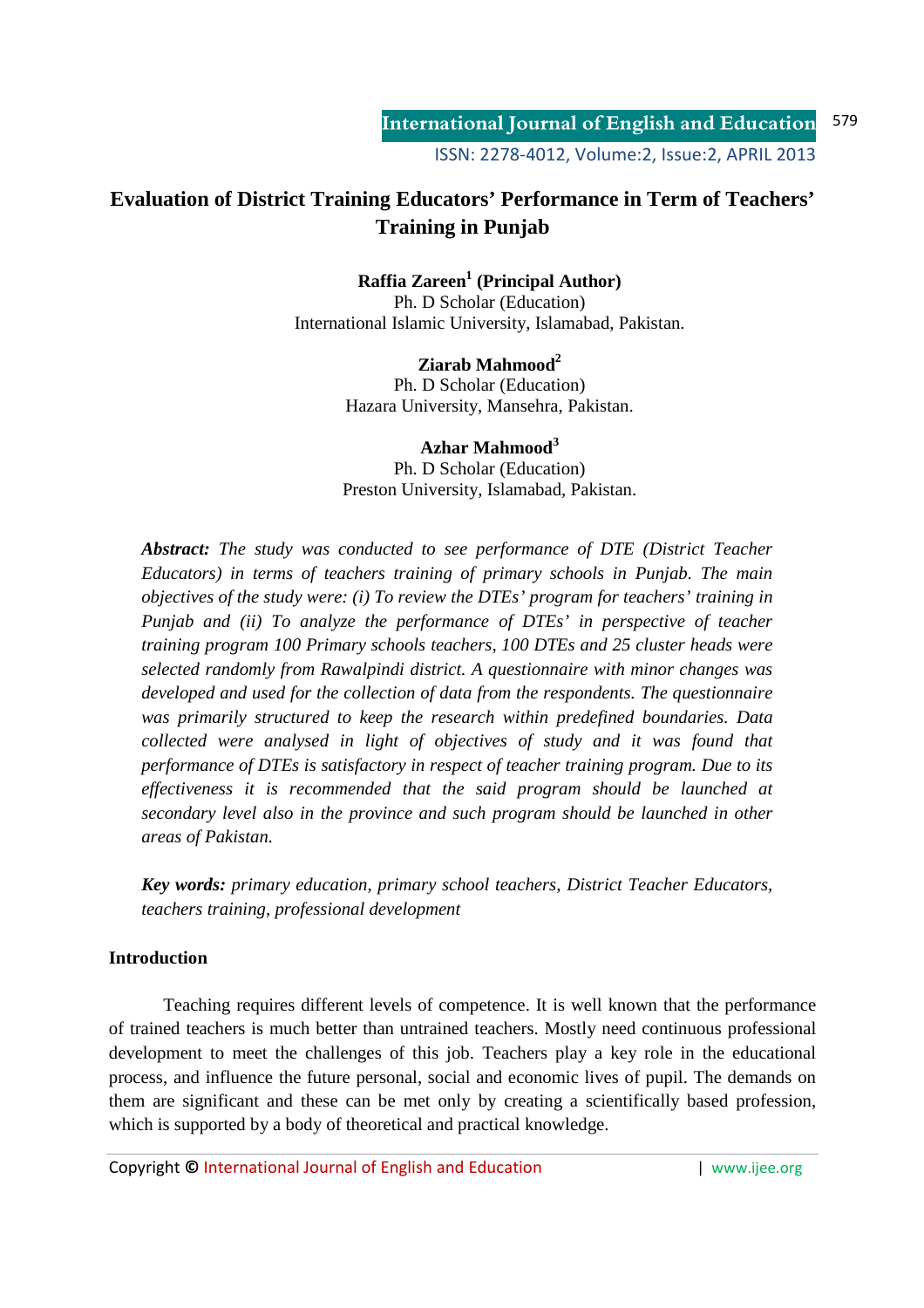# Evaluation of District Training Educators' Performance in Term of Teachers' Training in Punjab

**Raffia Zareen[1] (Principal Author)**
Ph. D Scholar (Education)
International Islamic University, Islamabad, Pakistan.

**Ziarab Mahmood[2]**
Ph. D Scholar (Education)
Hazara University, Mansehra, Pakistan.

**Azhar Mahmood[3]**
Ph. D Scholar (Education)
Preston University, Islamabad, Pakistan.

***Abstract:*** *The study was conducted to see performance of DTE (District Teacher Educators) in terms of teachers training of primary schools in Punjab. The main objectives of the study were: (i) To review the DTEs' program for teachers' training in Punjab and (ii) To analyze the performance of DTEs' in perspective of teacher training program 100 Primary schools teachers, 100 DTEs and 25 cluster heads were selected randomly from Rawalpindi district. A questionnaire with minor changes was developed and used for the collection of data from the respondents. The questionnaire was primarily structured to keep the research within predefined boundaries. Data collected were analysed in light of objectives of study and it was found that performance of DTEs is satisfactory in respect of teacher training program. Due to its effectiveness it is recommended that the said program should be launched at secondary level also in the province and such program should be launched in other areas of Pakistan.*

***Key words:*** *primary education, primary school teachers, District Teacher Educators, teachers training, professional development*

## Introduction

Teaching requires different levels of competence. It is well known that the performance of trained teachers is much better than untrained teachers. Mostly need continuous professional development to meet the challenges of this job. Teachers play a key role in the educational process, and influence the future personal, social and economic lives of pupil. The demands on them are significant and these can be met only by creating a scientifically based profession, which is supported by a body of theoretical and practical knowledge.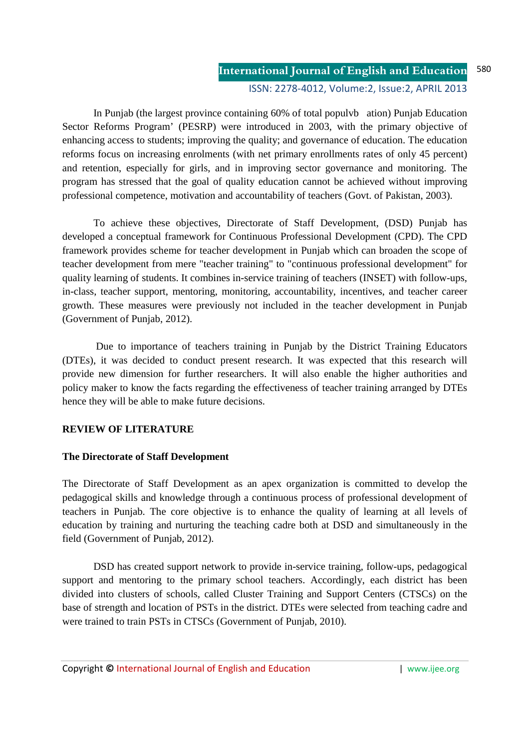In Punjab (the largest province containing 60% of total populvb ation) Punjab Education Sector Reforms Program' (PESRP) were introduced in 2003, with the primary objective of enhancing access to students; improving the quality; and governance of education. The education reforms focus on increasing enrolments (with net primary enrollments rates of only 45 percent) and retention, especially for girls, and in improving sector governance and monitoring. The program has stressed that the goal of quality education cannot be achieved without improving professional competence, motivation and accountability of teachers (Govt. of Pakistan, 2003).

To achieve these objectives, Directorate of Staff Development, (DSD) Punjab has developed a conceptual framework for Continuous Professional Development (CPD). The CPD framework provides scheme for teacher development in Punjab which can broaden the scope of teacher development from mere "teacher training" to "continuous professional development" for quality learning of students. It combines in-service training of teachers (INSET) with follow-ups, in-class, teacher support, mentoring, monitoring, accountability, incentives, and teacher career growth. These measures were previously not included in the teacher development in Punjab (Government of Punjab, 2012).

Due to importance of teachers training in Punjab by the District Training Educators (DTEs), it was decided to conduct present research. It was expected that this research will provide new dimension for further researchers. It will also enable the higher authorities and policy maker to know the facts regarding the effectiveness of teacher training arranged by DTEs hence they will be able to make future decisions.

## REVIEW OF LITERATURE

### The Directorate of Staff Development

The Directorate of Staff Development as an apex organization is committed to develop the pedagogical skills and knowledge through a continuous process of professional development of teachers in Punjab. The core objective is to enhance the quality of learning at all levels of education by training and nurturing the teaching cadre both at DSD and simultaneously in the field (Government of Punjab, 2012).

DSD has created support network to provide in-service training, follow-ups, pedagogical support and mentoring to the primary school teachers. Accordingly, each district has been divided into clusters of schools, called Cluster Training and Support Centers (CTSCs) on the base of strength and location of PSTs in the district. DTEs were selected from teaching cadre and were trained to train PSTs in CTSCs (Government of Punjab, 2010).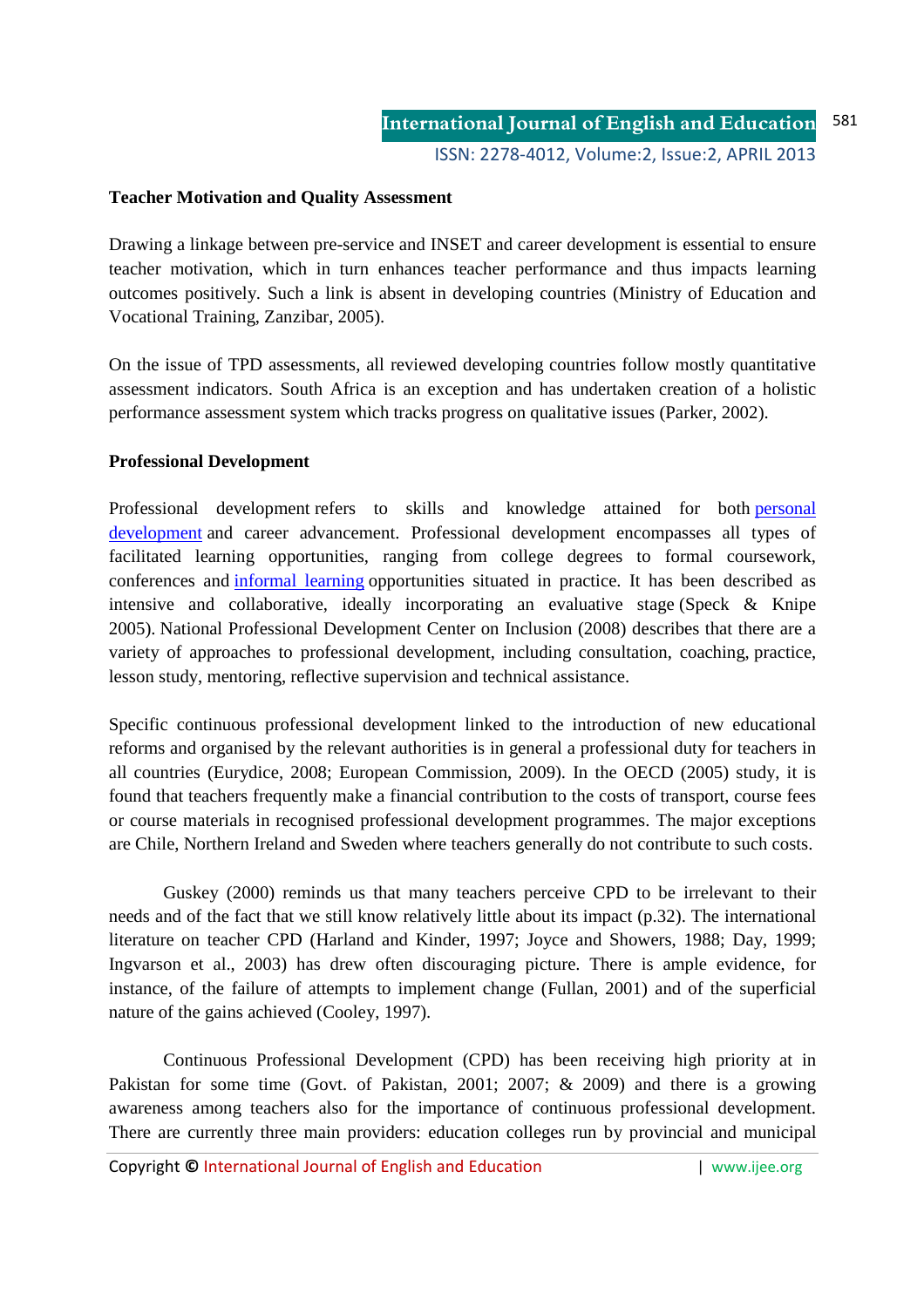**Teacher Motivation and Quality Assessment**

Drawing a linkage between pre-service and INSET and career development is essential to ensure teacher motivation, which in turn enhances teacher performance and thus impacts learning outcomes positively. Such a link is absent in developing countries (Ministry of Education and Vocational Training, Zanzibar, 2005).

On the issue of TPD assessments, all reviewed developing countries follow mostly quantitative assessment indicators. South Africa is an exception and has undertaken creation of a holistic performance assessment system which tracks progress on qualitative issues (Parker, 2002).

**Professional Development**

Professional development refers to skills and knowledge attained for both personal development and career advancement. Professional development encompasses all types of facilitated learning opportunities, ranging from college degrees to formal coursework, conferences and informal learning opportunities situated in practice. It has been described as intensive and collaborative, ideally incorporating an evaluative stage (Speck & Knipe 2005). National Professional Development Center on Inclusion (2008) describes that there are a variety of approaches to professional development, including consultation, coaching, practice, lesson study, mentoring, reflective supervision and technical assistance.

Specific continuous professional development linked to the introduction of new educational reforms and organised by the relevant authorities is in general a professional duty for teachers in all countries (Eurydice, 2008; European Commission, 2009). In the OECD (2005) study, it is found that teachers frequently make a financial contribution to the costs of transport, course fees or course materials in recognised professional development programmes. The major exceptions are Chile, Northern Ireland and Sweden where teachers generally do not contribute to such costs.

Guskey (2000) reminds us that many teachers perceive CPD to be irrelevant to their needs and of the fact that we still know relatively little about its impact (p.32). The international literature on teacher CPD (Harland and Kinder, 1997; Joyce and Showers, 1988; Day, 1999; Ingvarson et al., 2003) has drew often discouraging picture. There is ample evidence, for instance, of the failure of attempts to implement change (Fullan, 2001) and of the superficial nature of the gains achieved (Cooley, 1997).

Continuous Professional Development (CPD) has been receiving high priority at in Pakistan for some time (Govt. of Pakistan, 2001; 2007; & 2009) and there is a growing awareness among teachers also for the importance of continuous professional development. There are currently three main providers: education colleges run by provincial and municipal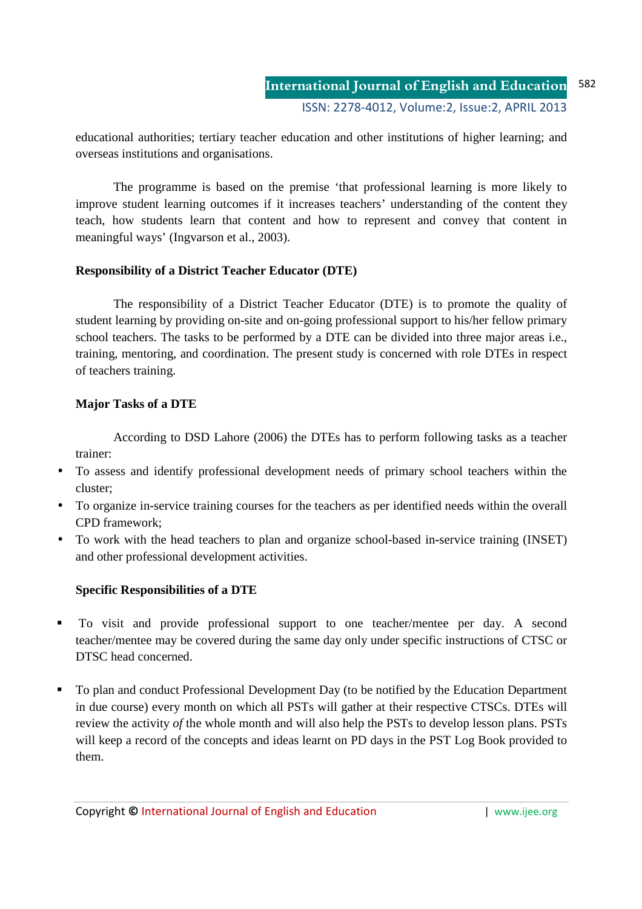educational authorities; tertiary teacher education and other institutions of higher learning; and overseas institutions and organisations.

The programme is based on the premise 'that professional learning is more likely to improve student learning outcomes if it increases teachers' understanding of the content they teach, how students learn that content and how to represent and convey that content in meaningful ways' (Ingvarson et al., 2003).

**Responsibility of a District Teacher Educator (DTE)**

The responsibility of a District Teacher Educator (DTE) is to promote the quality of student learning by providing on-site and on-going professional support to his/her fellow primary school teachers. The tasks to be performed by a DTE can be divided into three major areas i.e., training, mentoring, and coordination. The present study is concerned with role DTEs in respect of teachers training.

**Major Tasks of a DTE**

According to DSD Lahore (2006) the DTEs has to perform following tasks as a teacher trainer:

- To assess and identify professional development needs of primary school teachers within the cluster;
- To organize in-service training courses for the teachers as per identified needs within the overall CPD framework;
- To work with the head teachers to plan and organize school-based in-service training (INSET) and other professional development activities.

**Specific Responsibilities of a DTE**

- To visit and provide professional support to one teacher/mentee per day. A second teacher/mentee may be covered during the same day only under specific instructions of CTSC or DTSC head concerned.

- To plan and conduct Professional Development Day (to be notified by the Education Department in due course) every month on which all PSTs will gather at their respective CTSCs. DTEs will review the activity *of* the whole month and will also help the PSTs to develop lesson plans. PSTs will keep a record of the concepts and ideas learnt on PD days in the PST Log Book provided to them.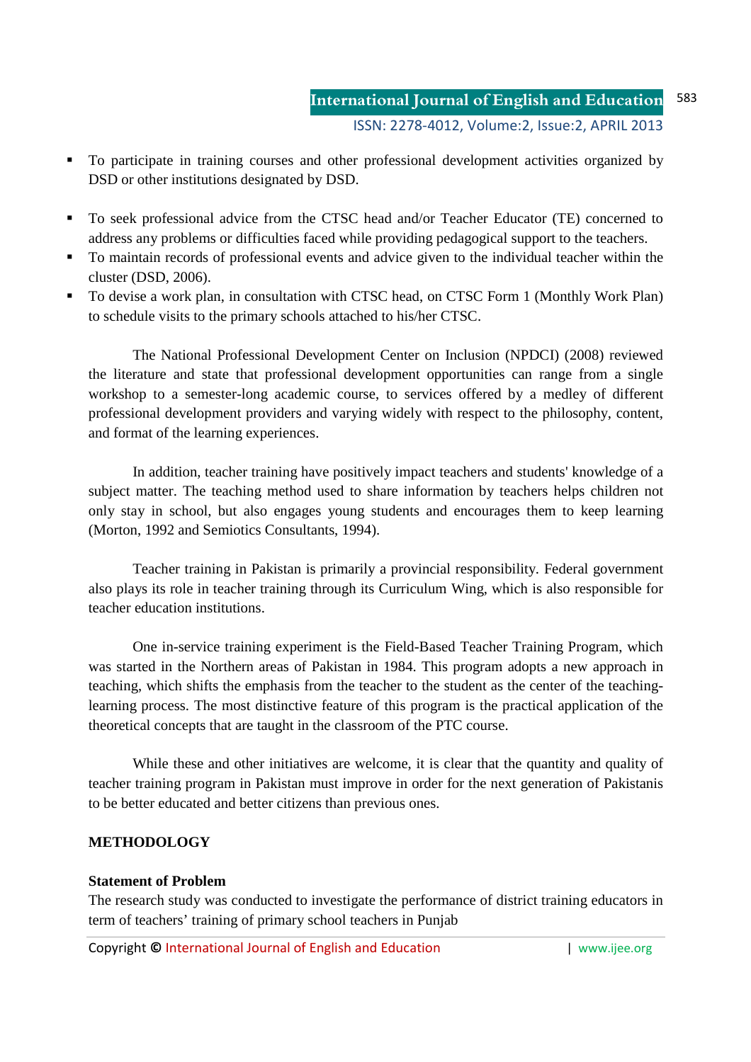- To participate in training courses and other professional development activities organized by DSD or other institutions designated by DSD.
- To seek professional advice from the CTSC head and/or Teacher Educator (TE) concerned to address any problems or difficulties faced while providing pedagogical support to the teachers.
- To maintain records of professional events and advice given to the individual teacher within the cluster (DSD, 2006).
- To devise a work plan, in consultation with CTSC head, on CTSC Form 1 (Monthly Work Plan) to schedule visits to the primary schools attached to his/her CTSC.

The National Professional Development Center on Inclusion (NPDCI) (2008) reviewed the literature and state that professional development opportunities can range from a single workshop to a semester-long academic course, to services offered by a medley of different professional development providers and varying widely with respect to the philosophy, content, and format of the learning experiences.

In addition, teacher training have positively impact teachers and students' knowledge of a subject matter. The teaching method used to share information by teachers helps children not only stay in school, but also engages young students and encourages them to keep learning (Morton, 1992 and Semiotics Consultants, 1994).

Teacher training in Pakistan is primarily a provincial responsibility. Federal government also plays its role in teacher training through its Curriculum Wing, which is also responsible for teacher education institutions.

One in-service training experiment is the Field-Based Teacher Training Program, which was started in the Northern areas of Pakistan in 1984. This program adopts a new approach in teaching, which shifts the emphasis from the teacher to the student as the center of the teaching-learning process. The most distinctive feature of this program is the practical application of the theoretical concepts that are taught in the classroom of the PTC course.

While these and other initiatives are welcome, it is clear that the quantity and quality of teacher training program in Pakistan must improve in order for the next generation of Pakistanis to be better educated and better citizens than previous ones.

## METHODOLOGY

### Statement of Problem

The research study was conducted to investigate the performance of district training educators in term of teachers' training of primary school teachers in Punjab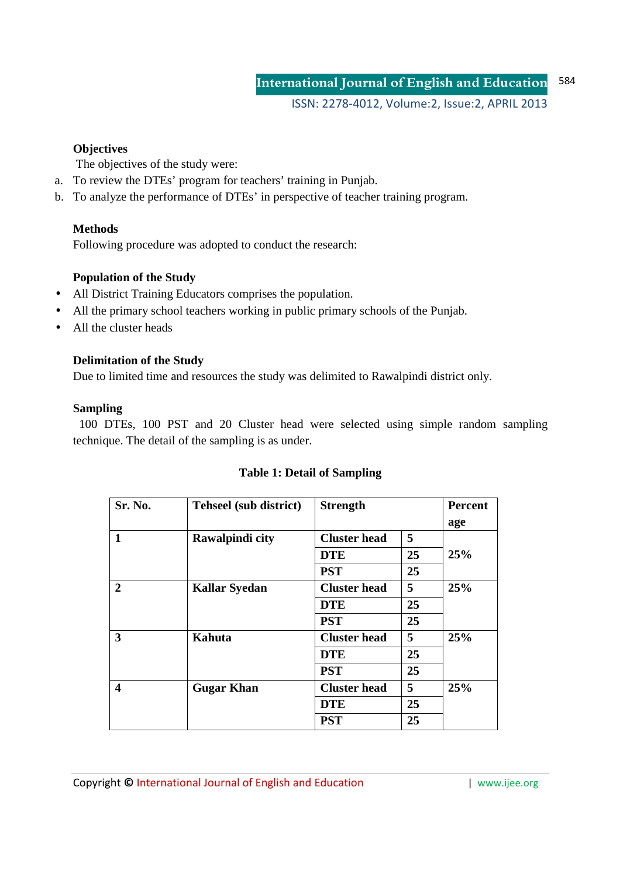**Objectives**

The objectives of the study were:

a. To review the DTEs' program for teachers' training in Punjab.
b. To analyze the performance of DTEs' in perspective of teacher training program.

**Methods**

Following procedure was adopted to conduct the research:

**Population of the Study**

- All District Training Educators comprises the population.
- All the primary school teachers working in public primary schools of the Punjab.
- All the cluster heads

**Delimitation of the Study**

Due to limited time and resources the study was delimited to Rawalpindi district only.

**Sampling**

100 DTEs, 100 PST and 20 Cluster head were selected using simple random sampling technique. The detail of the sampling is as under.

**Table 1: Detail of Sampling**

| Sr. No. | Tehseel (sub district) | Strength | | Percent age |
|---|---|---|---|---|
| 1 | Rawalpindi city | Cluster head | 5 | 25% |
| | | DTE | 25 | |
| | | PST | 25 | |
| 2 | Kallar Syedan | Cluster head | 5 | 25% |
| | | DTE | 25 | |
| | | PST | 25 | |
| 3 | Kahuta | Cluster head | 5 | 25% |
| | | DTE | 25 | |
| | | PST | 25 | |
| 4 | Gugar Khan | Cluster head | 5 | 25% |
| | | DTE | 25 | |
| | | PST | 25 | |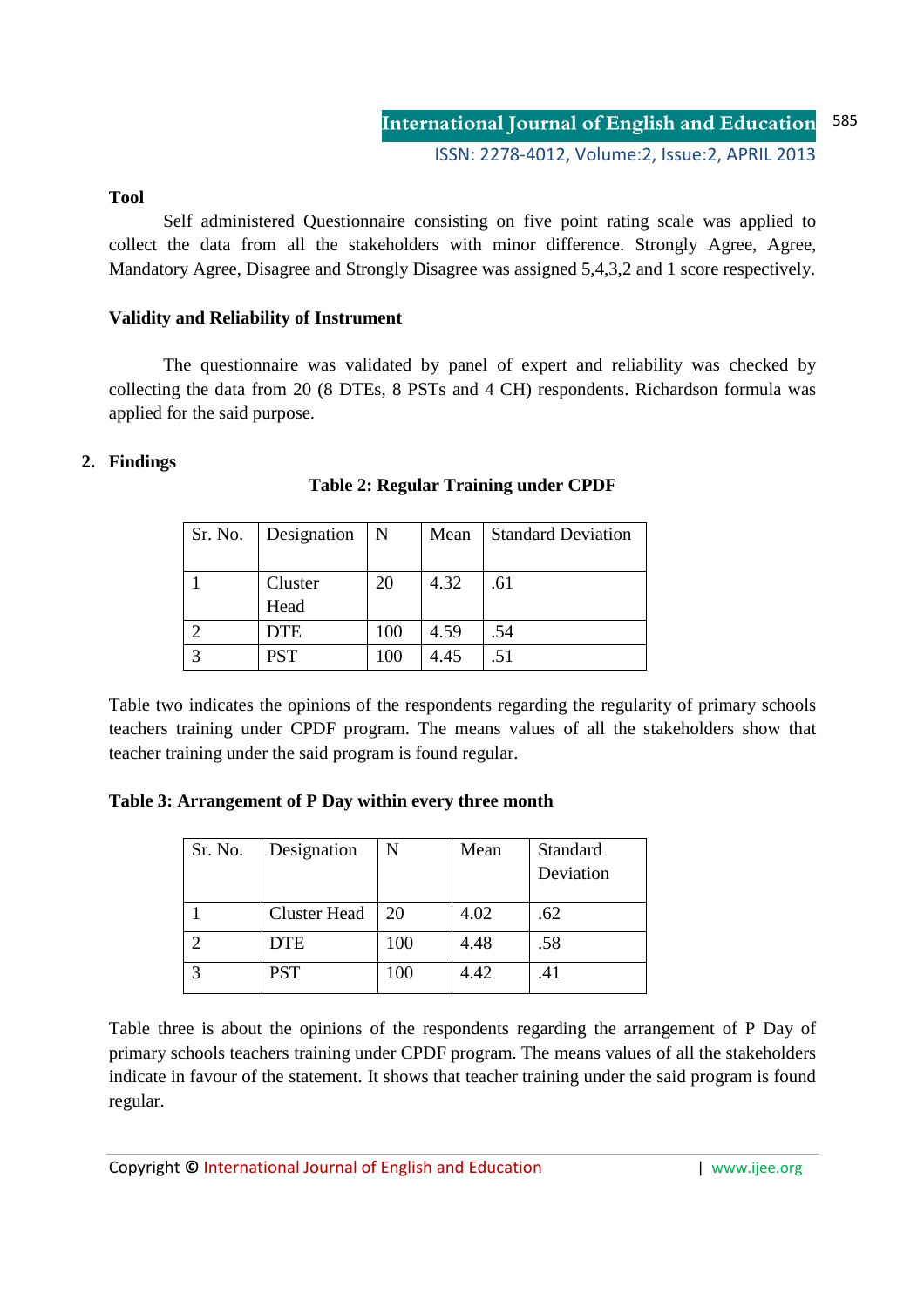**Tool**

Self administered Questionnaire consisting on five point rating scale was applied to collect the data from all the stakeholders with minor difference. Strongly Agree, Agree, Mandatory Agree, Disagree and Strongly Disagree was assigned 5,4,3,2 and 1 score respectively.

**Validity and Reliability of Instrument**

The questionnaire was validated by panel of expert and reliability was checked by collecting the data from 20 (8 DTEs, 8 PSTs and 4 CH) respondents. Richardson formula was applied for the said purpose.

## 2. Findings

**Table 2: Regular Training under CPDF**

| Sr. No. | Designation | N | Mean | Standard Deviation |
|---|---|---|---|---|
| 1 | Cluster Head | 20 | 4.32 | .61 |
| 2 | DTE | 100 | 4.59 | .54 |
| 3 | PST | 100 | 4.45 | .51 |

Table two indicates the opinions of the respondents regarding the regularity of primary schools teachers training under CPDF program. The means values of all the stakeholders show that teacher training under the said program is found regular.

**Table 3: Arrangement of P Day within every three month**

| Sr. No. | Designation | N | Mean | Standard Deviation |
|---|---|---|---|---|
| 1 | Cluster Head | 20 | 4.02 | .62 |
| 2 | DTE | 100 | 4.48 | .58 |
| 3 | PST | 100 | 4.42 | .41 |

Table three is about the opinions of the respondents regarding the arrangement of P Day of primary schools teachers training under CPDF program. The means values of all the stakeholders indicate in favour of the statement. It shows that teacher training under the said program is found regular.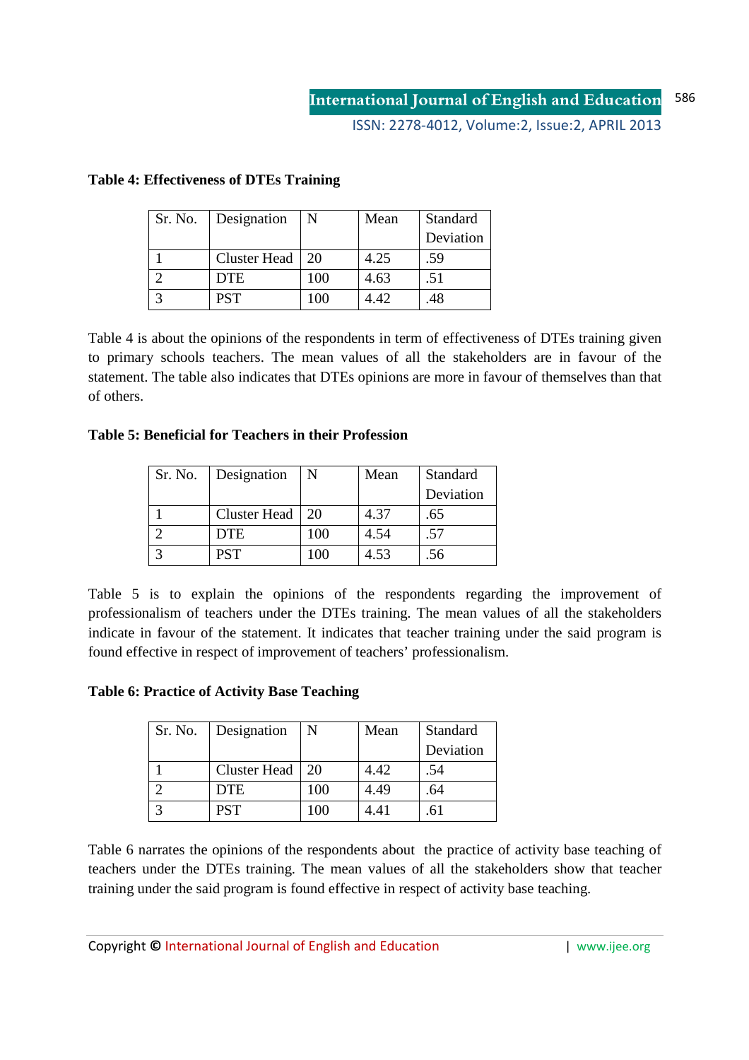**Table 4: Effectiveness of DTEs Training**

| Sr. No. | Designation | N | Mean | Standard Deviation |
|---|---|---|---|---|
| 1 | Cluster Head | 20 | 4.25 | .59 |
| 2 | DTE | 100 | 4.63 | .51 |
| 3 | PST | 100 | 4.42 | .48 |

Table 4 is about the opinions of the respondents in term of effectiveness of DTEs training given to primary schools teachers. The mean values of all the stakeholders are in favour of the statement. The table also indicates that DTEs opinions are more in favour of themselves than that of others.

**Table 5: Beneficial for Teachers in their Profession**

| Sr. No. | Designation | N | Mean | Standard Deviation |
|---|---|---|---|---|
| 1 | Cluster Head | 20 | 4.37 | .65 |
| 2 | DTE | 100 | 4.54 | .57 |
| 3 | PST | 100 | 4.53 | .56 |

Table 5 is to explain the opinions of the respondents regarding the improvement of professionalism of teachers under the DTEs training. The mean values of all the stakeholders indicate in favour of the statement. It indicates that teacher training under the said program is found effective in respect of improvement of teachers' professionalism.

**Table 6: Practice of Activity Base Teaching**

| Sr. No. | Designation | N | Mean | Standard Deviation |
|---|---|---|---|---|
| 1 | Cluster Head | 20 | 4.42 | .54 |
| 2 | DTE | 100 | 4.49 | .64 |
| 3 | PST | 100 | 4.41 | .61 |

Table 6 narrates the opinions of the respondents about the practice of activity base teaching of teachers under the DTEs training. The mean values of all the stakeholders show that teacher training under the said program is found effective in respect of activity base teaching.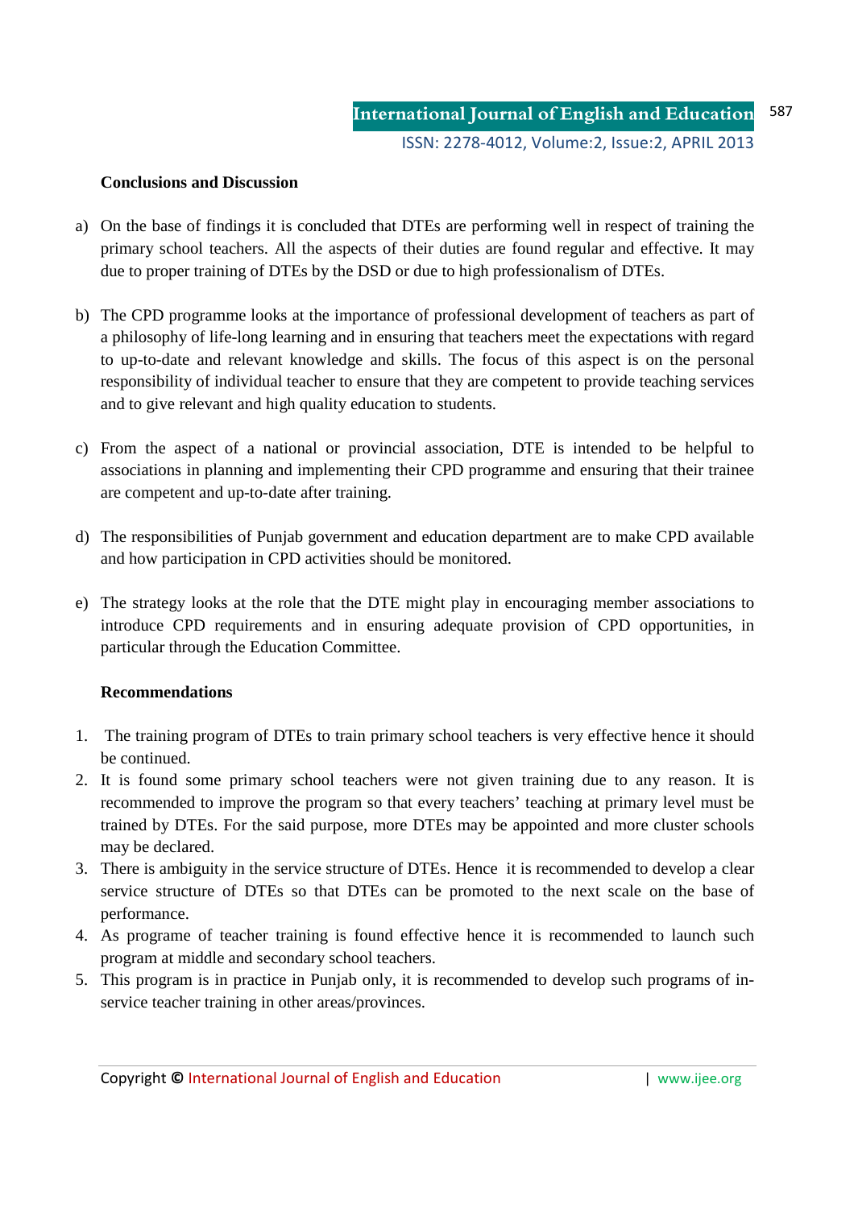**Conclusions and Discussion**

a) On the base of findings it is concluded that DTEs are performing well in respect of training the primary school teachers. All the aspects of their duties are found regular and effective. It may due to proper training of DTEs by the DSD or due to high professionalism of DTEs.

b) The CPD programme looks at the importance of professional development of teachers as part of a philosophy of life-long learning and in ensuring that teachers meet the expectations with regard to up-to-date and relevant knowledge and skills. The focus of this aspect is on the personal responsibility of individual teacher to ensure that they are competent to provide teaching services and to give relevant and high quality education to students.

c) From the aspect of a national or provincial association, DTE is intended to be helpful to associations in planning and implementing their CPD programme and ensuring that their trainee are competent and up-to-date after training.

d) The responsibilities of Punjab government and education department are to make CPD available and how participation in CPD activities should be monitored.

e) The strategy looks at the role that the DTE might play in encouraging member associations to introduce CPD requirements and in ensuring adequate provision of CPD opportunities, in particular through the Education Committee.

**Recommendations**

1. The training program of DTEs to train primary school teachers is very effective hence it should be continued.
2. It is found some primary school teachers were not given training due to any reason. It is recommended to improve the program so that every teachers' teaching at primary level must be trained by DTEs. For the said purpose, more DTEs may be appointed and more cluster schools may be declared.
3. There is ambiguity in the service structure of DTEs. Hence it is recommended to develop a clear service structure of DTEs so that DTEs can be promoted to the next scale on the base of performance.
4. As programe of teacher training is found effective hence it is recommended to launch such program at middle and secondary school teachers.
5. This program is in practice in Punjab only, it is recommended to develop such programs of in-service teacher training in other areas/provinces.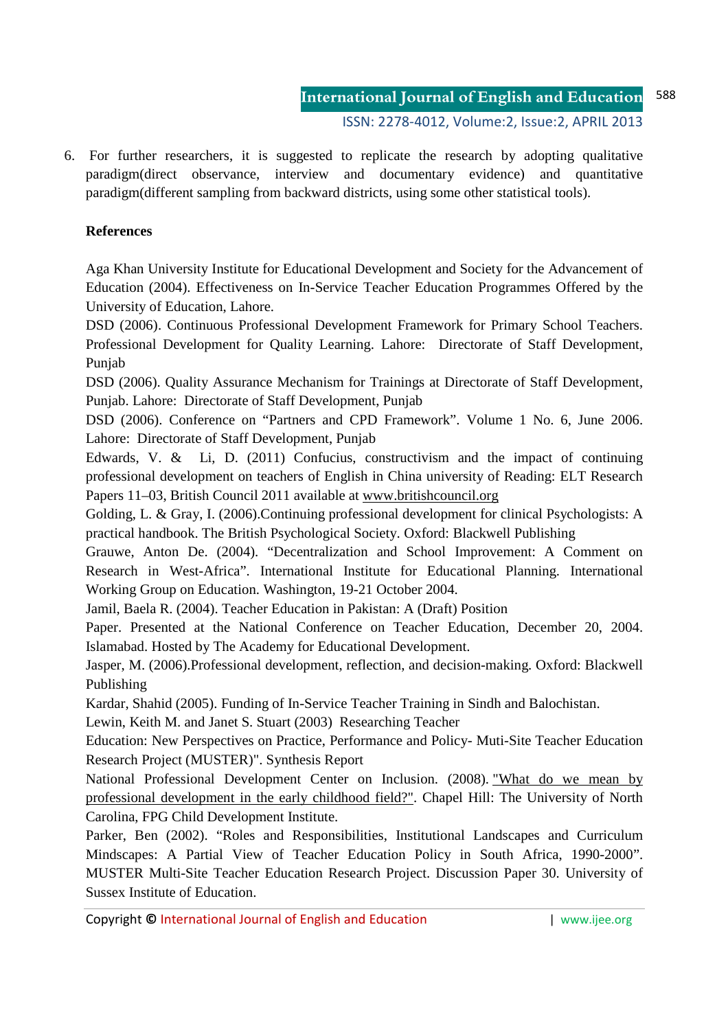6. For further researchers, it is suggested to replicate the research by adopting qualitative paradigm(direct observance, interview and documentary evidence) and quantitative paradigm(different sampling from backward districts, using some other statistical tools).

**References**

Aga Khan University Institute for Educational Development and Society for the Advancement of Education (2004). Effectiveness on In-Service Teacher Education Programmes Offered by the University of Education, Lahore.

DSD (2006). Continuous Professional Development Framework for Primary School Teachers. Professional Development for Quality Learning. Lahore: Directorate of Staff Development, Punjab

DSD (2006). Quality Assurance Mechanism for Trainings at Directorate of Staff Development, Punjab. Lahore: Directorate of Staff Development, Punjab

DSD (2006). Conference on "Partners and CPD Framework". Volume 1 No. 6, June 2006. Lahore: Directorate of Staff Development, Punjab

Edwards, V. & Li, D. (2011) Confucius, constructivism and the impact of continuing professional development on teachers of English in China university of Reading: ELT Research Papers 11–03, British Council 2011 available at www.britishcouncil.org

Golding, L. & Gray, I. (2006).Continuing professional development for clinical Psychologists: A practical handbook. The British Psychological Society. Oxford: Blackwell Publishing

Grauwe, Anton De. (2004). "Decentralization and School Improvement: A Comment on Research in West-Africa". International Institute for Educational Planning. International Working Group on Education. Washington, 19-21 October 2004.

Jamil, Baela R. (2004). Teacher Education in Pakistan: A (Draft) Position Paper. Presented at the National Conference on Teacher Education, December 20, 2004. Islamabad. Hosted by The Academy for Educational Development.

Jasper, M. (2006).Professional development, reflection, and decision-making. Oxford: Blackwell Publishing

Kardar, Shahid (2005). Funding of In-Service Teacher Training in Sindh and Balochistan.

Lewin, Keith M. and Janet S. Stuart (2003) Researching Teacher Education: New Perspectives on Practice, Performance and Policy- Muti-Site Teacher Education Research Project (MUSTER)". Synthesis Report

National Professional Development Center on Inclusion. (2008). "What do we mean by professional development in the early childhood field?". Chapel Hill: The University of North Carolina, FPG Child Development Institute.

Parker, Ben (2002). "Roles and Responsibilities, Institutional Landscapes and Curriculum Mindscapes: A Partial View of Teacher Education Policy in South Africa, 1990-2000". MUSTER Multi-Site Teacher Education Research Project. Discussion Paper 30. University of Sussex Institute of Education.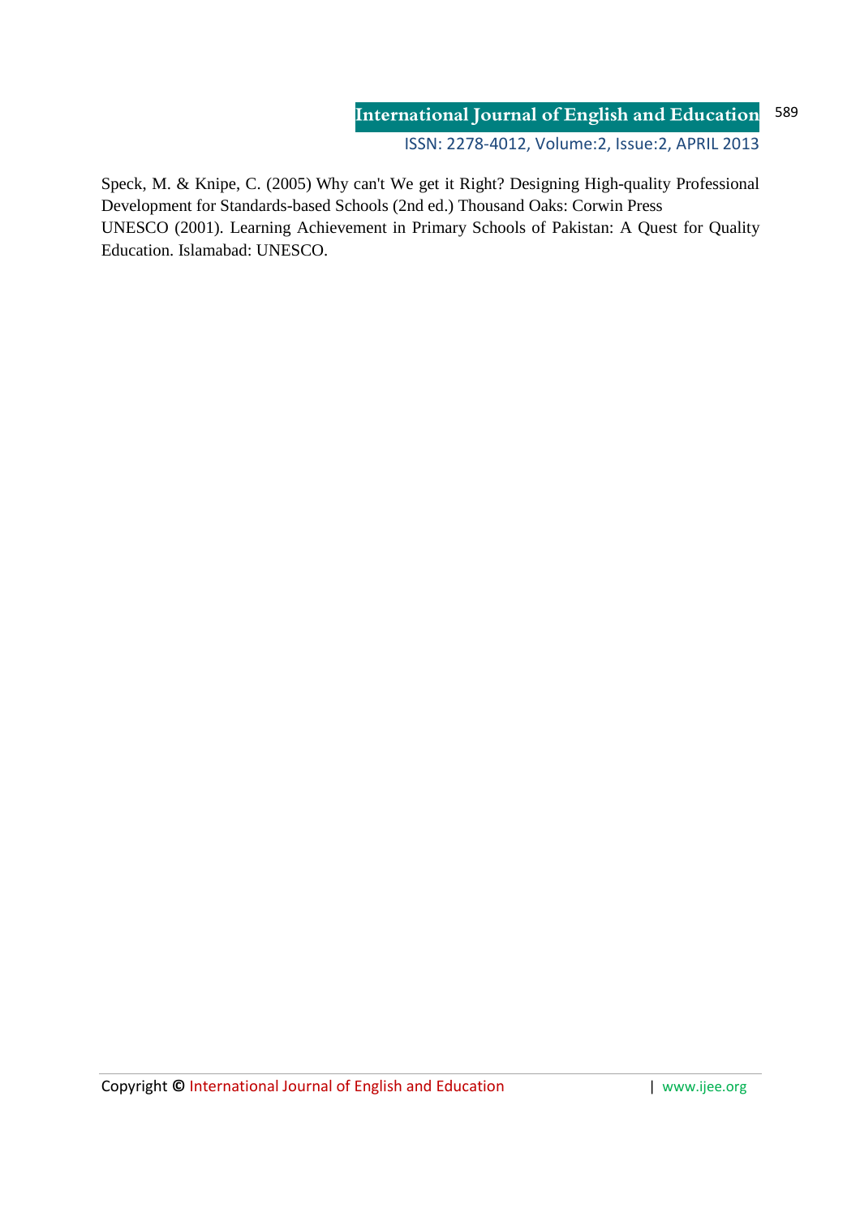Speck, M. & Knipe, C. (2005) Why can't We get it Right? Designing High-quality Professional Development for Standards-based Schools (2nd ed.) Thousand Oaks: Corwin Press

UNESCO (2001). Learning Achievement in Primary Schools of Pakistan: A Quest for Quality Education. Islamabad: UNESCO.